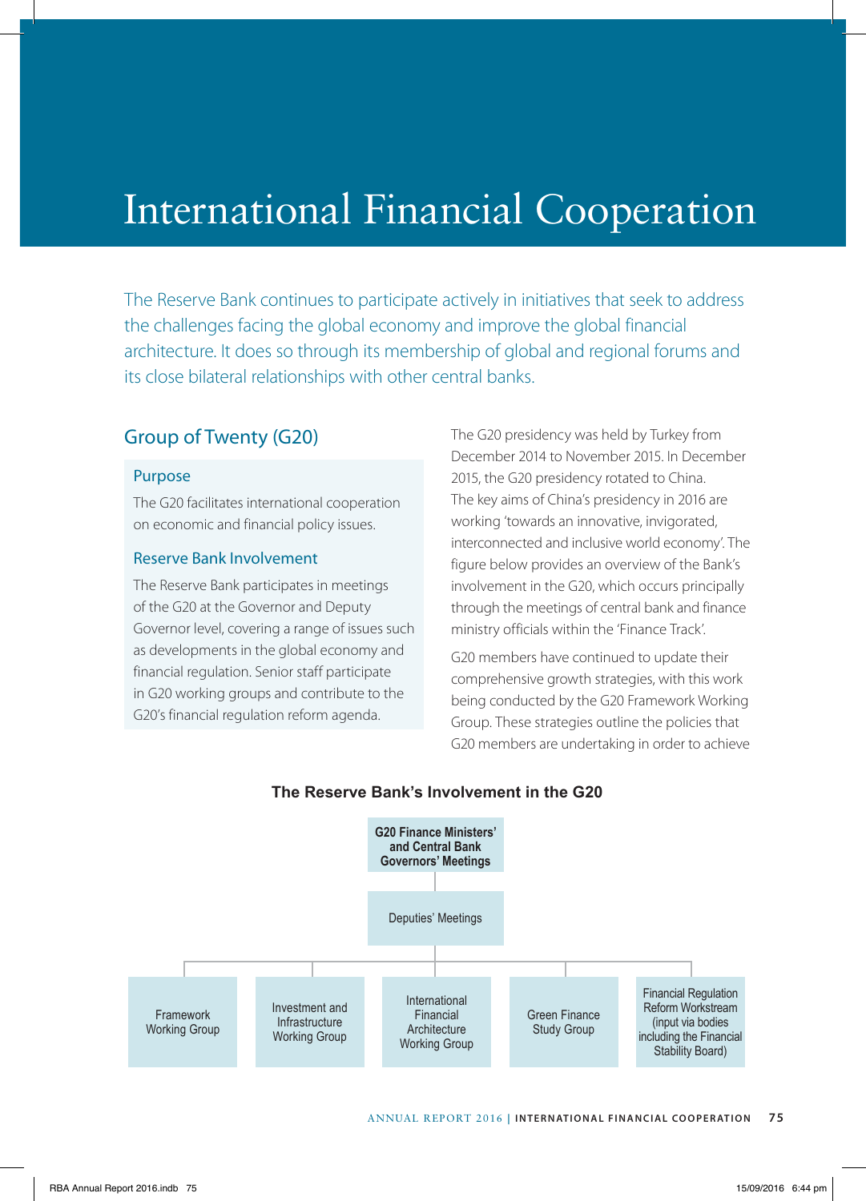# International Financial Cooperation

The Reserve Bank continues to participate actively in initiatives that seek to address the challenges facing the global economy and improve the global financial architecture. It does so through its membership of global and regional forums and its close bilateral relationships with other central banks.

## Group of Twenty (G20)

### Purpose

The G20 facilitates international cooperation on economic and financial policy issues.

### Reserve Bank Involvement

The Reserve Bank participates in meetings of the G20 at the Governor and Deputy Governor level, covering a range of issues such as developments in the global economy and financial regulation. Senior staff participate in G20 working groups and contribute to the G20's financial regulation reform agenda.

The G20 presidency was held by Turkey from December 2014 to November 2015. In December 2015, the G20 presidency rotated to China. The key aims of China's presidency in 2016 are working 'towards an innovative, invigorated, interconnected and inclusive world economy'. The figure below provides an overview of the Bank's involvement in the G20, which occurs principally through the meetings of central bank and finance ministry officials within the 'Finance Track'.

G20 members have continued to update their comprehensive growth strategies, with this work being conducted by the G20 Framework Working Group. These strategies outline the policies that G20 members are undertaking in order to achieve

**The Reserve Bank's Involvement in the G20**

- **G20 Finance Ministers' and Central Bank Governors' Meetings**
  - Deputies' Meetings
    - Framework Working Group
    - Investment and Infrastructure Working Group
    - International Financial Architecture Working Group
    - Green Finance Study Group
    - Financial Regulation Reform Workstream (input via bodies including the Financial Stability Board)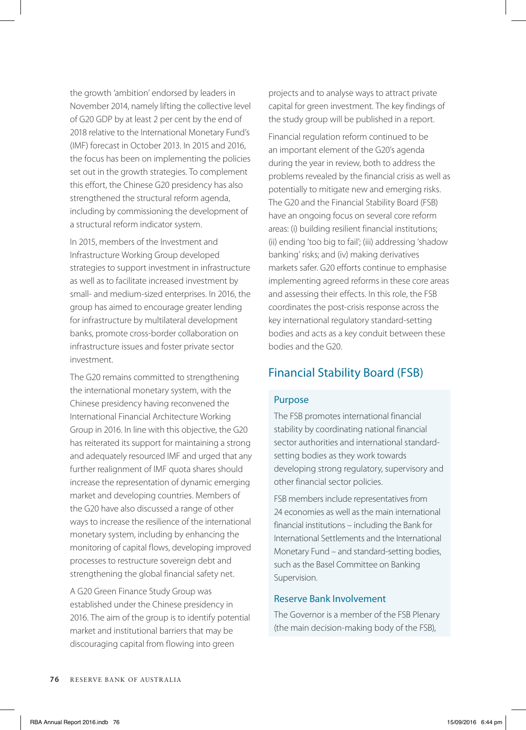the growth 'ambition' endorsed by leaders in November 2014, namely lifting the collective level of G20 GDP by at least 2 per cent by the end of 2018 relative to the International Monetary Fund's (IMF) forecast in October 2013. In 2015 and 2016, the focus has been on implementing the policies set out in the growth strategies. To complement this effort, the Chinese G20 presidency has also strengthened the structural reform agenda, including by commissioning the development of a structural reform indicator system.

In 2015, members of the Investment and Infrastructure Working Group developed strategies to support investment in infrastructure as well as to facilitate increased investment by small- and medium-sized enterprises. In 2016, the group has aimed to encourage greater lending for infrastructure by multilateral development banks, promote cross-border collaboration on infrastructure issues and foster private sector investment.

The G20 remains committed to strengthening the international monetary system, with the Chinese presidency having reconvened the International Financial Architecture Working Group in 2016. In line with this objective, the G20 has reiterated its support for maintaining a strong and adequately resourced IMF and urged that any further realignment of IMF quota shares should increase the representation of dynamic emerging market and developing countries. Members of the G20 have also discussed a range of other ways to increase the resilience of the international monetary system, including by enhancing the monitoring of capital flows, developing improved processes to restructure sovereign debt and strengthening the global financial safety net.

A G20 Green Finance Study Group was established under the Chinese presidency in 2016. The aim of the group is to identify potential market and institutional barriers that may be discouraging capital from flowing into green projects and to analyse ways to attract private capital for green investment. The key findings of the study group will be published in a report.

Financial regulation reform continued to be an important element of the G20's agenda during the year in review, both to address the problems revealed by the financial crisis as well as potentially to mitigate new and emerging risks. The G20 and the Financial Stability Board (FSB) have an ongoing focus on several core reform areas: (i) building resilient financial institutions; (ii) ending 'too big to fail'; (iii) addressing 'shadow banking' risks; and (iv) making derivatives markets safer. G20 efforts continue to emphasise implementing agreed reforms in these core areas and assessing their effects. In this role, the FSB coordinates the post-crisis response across the key international regulatory standard-setting bodies and acts as a key conduit between these bodies and the G20.

## Financial Stability Board (FSB)

### Purpose

The FSB promotes international financial stability by coordinating national financial sector authorities and international standard-setting bodies as they work towards developing strong regulatory, supervisory and other financial sector policies.

FSB members include representatives from 24 economies as well as the main international financial institutions – including the Bank for International Settlements and the International Monetary Fund – and standard-setting bodies, such as the Basel Committee on Banking Supervision.

### Reserve Bank Involvement

The Governor is a member of the FSB Plenary (the main decision-making body of the FSB),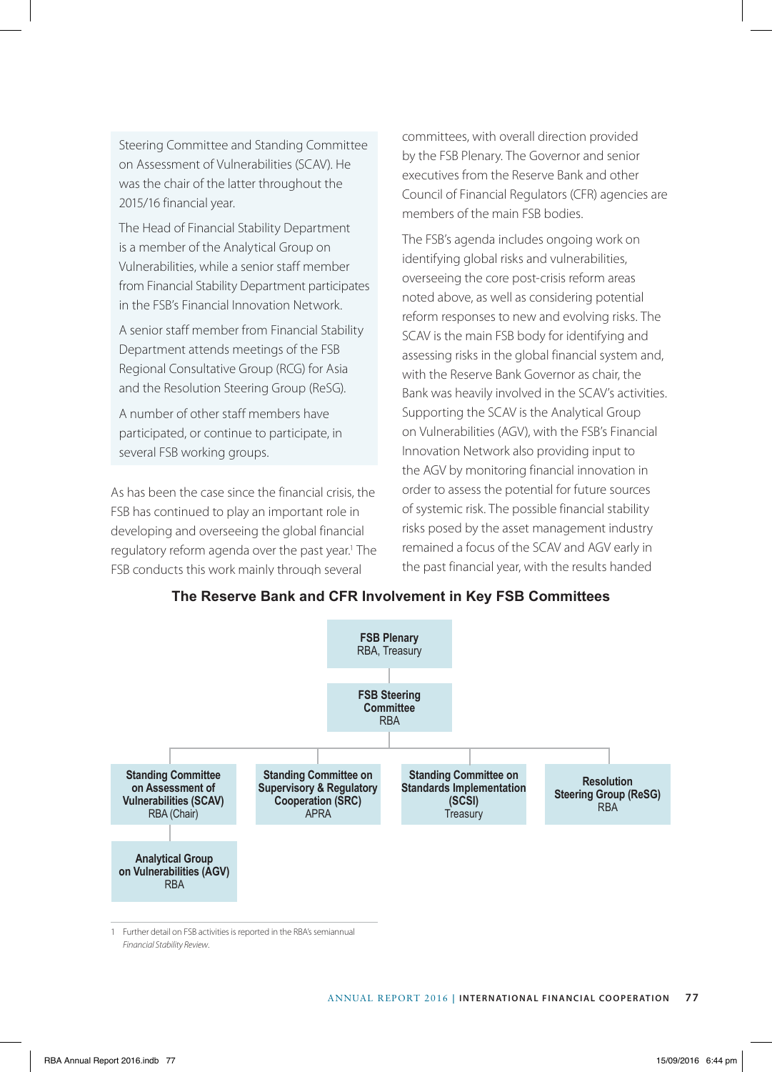Steering Committee and Standing Committee on Assessment of Vulnerabilities (SCAV). He was the chair of the latter throughout the 2015/16 financial year.

The Head of Financial Stability Department is a member of the Analytical Group on Vulnerabilities, while a senior staff member from Financial Stability Department participates in the FSB's Financial Innovation Network.

A senior staff member from Financial Stability Department attends meetings of the FSB Regional Consultative Group (RCG) for Asia and the Resolution Steering Group (ReSG).

A number of other staff members have participated, or continue to participate, in several FSB working groups.

As has been the case since the financial crisis, the FSB has continued to play an important role in developing and overseeing the global financial regulatory reform agenda over the past year.[1] The FSB conducts this work mainly through several committees, with overall direction provided by the FSB Plenary. The Governor and senior executives from the Reserve Bank and other Council of Financial Regulators (CFR) agencies are members of the main FSB bodies.

The FSB's agenda includes ongoing work on identifying global risks and vulnerabilities, overseeing the core post-crisis reform areas noted above, as well as considering potential reform responses to new and evolving risks. The SCAV is the main FSB body for identifying and assessing risks in the global financial system and, with the Reserve Bank Governor as chair, the Bank was heavily involved in the SCAV's activities. Supporting the SCAV is the Analytical Group on Vulnerabilities (AGV), with the FSB's Financial Innovation Network also providing input to the AGV by monitoring financial innovation in order to assess the potential for future sources of systemic risk. The possible financial stability risks posed by the asset management industry remained a focus of the SCAV and AGV early in the past financial year, with the results handed

**The Reserve Bank and CFR Involvement in Key FSB Committees**

- **FSB Plenary** – RBA, Treasury
  - **FSB Steering Committee** – RBA
    - **Standing Committee on Assessment of Vulnerabilities (SCAV)** – RBA (Chair)
      - **Analytical Group on Vulnerabilities (AGV)** – RBA
    - **Standing Committee on Supervisory & Regulatory Cooperation (SRC)** – APRA
    - **Standing Committee on Standards Implementation (SCSI)** – Treasury
    - **Resolution Steering Group (ReSG)** – RBA

1 Further detail on FSB activities is reported in the RBA's semiannual *Financial Stability Review*.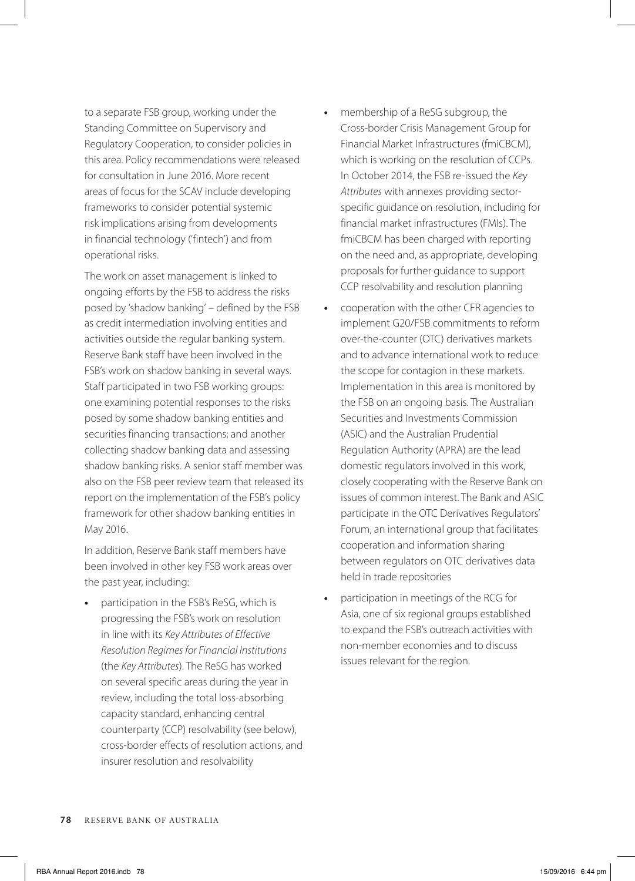to a separate FSB group, working under the Standing Committee on Supervisory and Regulatory Cooperation, to consider policies in this area. Policy recommendations were released for consultation in June 2016. More recent areas of focus for the SCAV include developing frameworks to consider potential systemic risk implications arising from developments in financial technology ('fintech') and from operational risks.

The work on asset management is linked to ongoing efforts by the FSB to address the risks posed by 'shadow banking' – defined by the FSB as credit intermediation involving entities and activities outside the regular banking system. Reserve Bank staff have been involved in the FSB's work on shadow banking in several ways. Staff participated in two FSB working groups: one examining potential responses to the risks posed by some shadow banking entities and securities financing transactions; and another collecting shadow banking data and assessing shadow banking risks. A senior staff member was also on the FSB peer review team that released its report on the implementation of the FSB's policy framework for other shadow banking entities in May 2016.

In addition, Reserve Bank staff members have been involved in other key FSB work areas over the past year, including:

- participation in the FSB's ReSG, which is progressing the FSB's work on resolution in line with its *Key Attributes of Effective Resolution Regimes for Financial Institutions* (the *Key Attributes*). The ReSG has worked on several specific areas during the year in review, including the total loss-absorbing capacity standard, enhancing central counterparty (CCP) resolvability (see below), cross-border effects of resolution actions, and insurer resolution and resolvability
- membership of a ReSG subgroup, the Cross-border Crisis Management Group for Financial Market Infrastructures (fmiCBCM), which is working on the resolution of CCPs. In October 2014, the FSB re-issued the *Key Attributes* with annexes providing sector-specific guidance on resolution, including for financial market infrastructures (FMIs). The fmiCBCM has been charged with reporting on the need and, as appropriate, developing proposals for further guidance to support CCP resolvability and resolution planning
- cooperation with the other CFR agencies to implement G20/FSB commitments to reform over-the-counter (OTC) derivatives markets and to advance international work to reduce the scope for contagion in these markets. Implementation in this area is monitored by the FSB on an ongoing basis. The Australian Securities and Investments Commission (ASIC) and the Australian Prudential Regulation Authority (APRA) are the lead domestic regulators involved in this work, closely cooperating with the Reserve Bank on issues of common interest. The Bank and ASIC participate in the OTC Derivatives Regulators' Forum, an international group that facilitates cooperation and information sharing between regulators on OTC derivatives data held in trade repositories
- participation in meetings of the RCG for Asia, one of six regional groups established to expand the FSB's outreach activities with non-member economies and to discuss issues relevant for the region.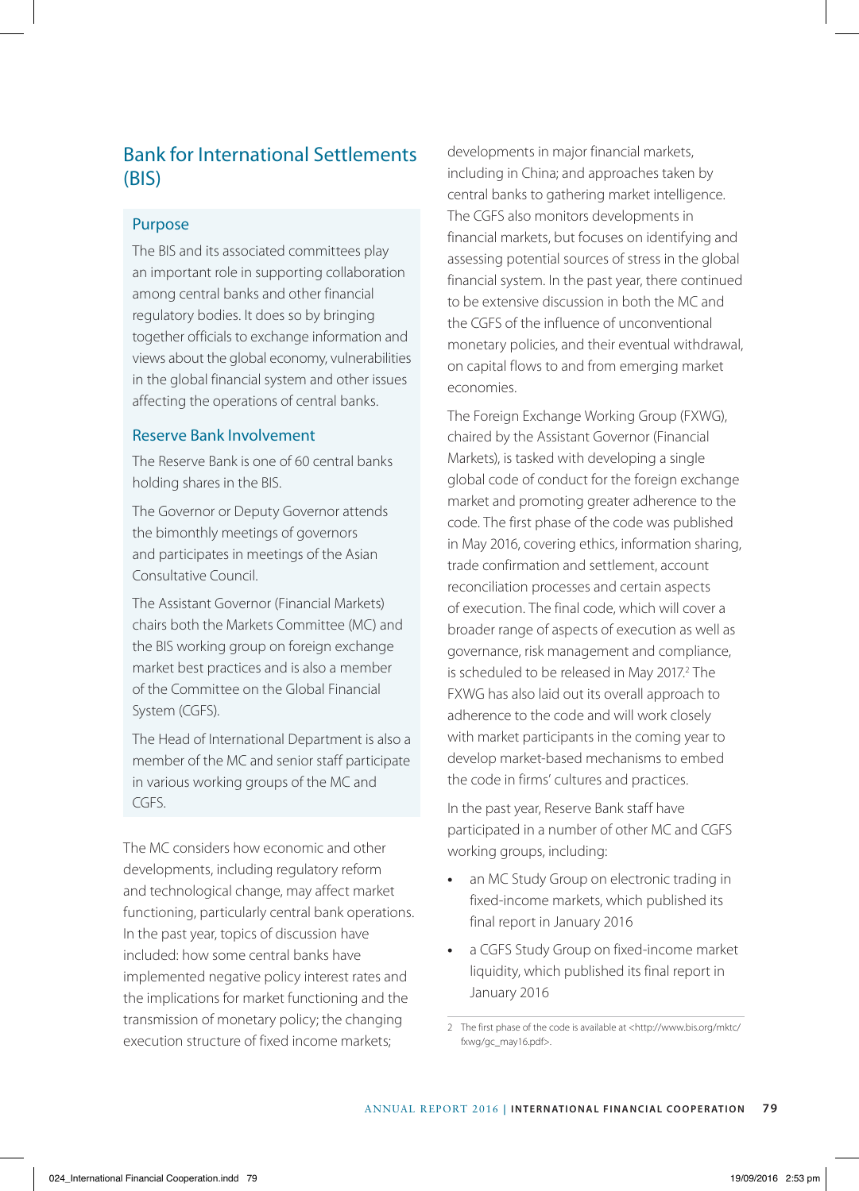## Bank for International Settlements (BIS)

### Purpose

The BIS and its associated committees play an important role in supporting collaboration among central banks and other financial regulatory bodies. It does so by bringing together officials to exchange information and views about the global economy, vulnerabilities in the global financial system and other issues affecting the operations of central banks.

### Reserve Bank Involvement

The Reserve Bank is one of 60 central banks holding shares in the BIS.

The Governor or Deputy Governor attends the bimonthly meetings of governors and participates in meetings of the Asian Consultative Council.

The Assistant Governor (Financial Markets) chairs both the Markets Committee (MC) and the BIS working group on foreign exchange market best practices and is also a member of the Committee on the Global Financial System (CGFS).

The Head of International Department is also a member of the MC and senior staff participate in various working groups of the MC and CGFS.

The MC considers how economic and other developments, including regulatory reform and technological change, may affect market functioning, particularly central bank operations. In the past year, topics of discussion have included: how some central banks have implemented negative policy interest rates and the implications for market functioning and the transmission of monetary policy; the changing execution structure of fixed income markets; developments in major financial markets, including in China; and approaches taken by central banks to gathering market intelligence. The CGFS also monitors developments in financial markets, but focuses on identifying and assessing potential sources of stress in the global financial system. In the past year, there continued to be extensive discussion in both the MC and the CGFS of the influence of unconventional monetary policies, and their eventual withdrawal, on capital flows to and from emerging market economies.

The Foreign Exchange Working Group (FXWG), chaired by the Assistant Governor (Financial Markets), is tasked with developing a single global code of conduct for the foreign exchange market and promoting greater adherence to the code. The first phase of the code was published in May 2016, covering ethics, information sharing, trade confirmation and settlement, account reconciliation processes and certain aspects of execution. The final code, which will cover a broader range of aspects of execution as well as governance, risk management and compliance, is scheduled to be released in May 2017.[2] The FXWG has also laid out its overall approach to adherence to the code and will work closely with market participants in the coming year to develop market-based mechanisms to embed the code in firms' cultures and practices.

In the past year, Reserve Bank staff have participated in a number of other MC and CGFS working groups, including:

- an MC Study Group on electronic trading in fixed-income markets, which published its final report in January 2016
- a CGFS Study Group on fixed-income market liquidity, which published its final report in January 2016

2 The first phase of the code is available at <http://www.bis.org/mktc/fxwg/gc_may16.pdf>.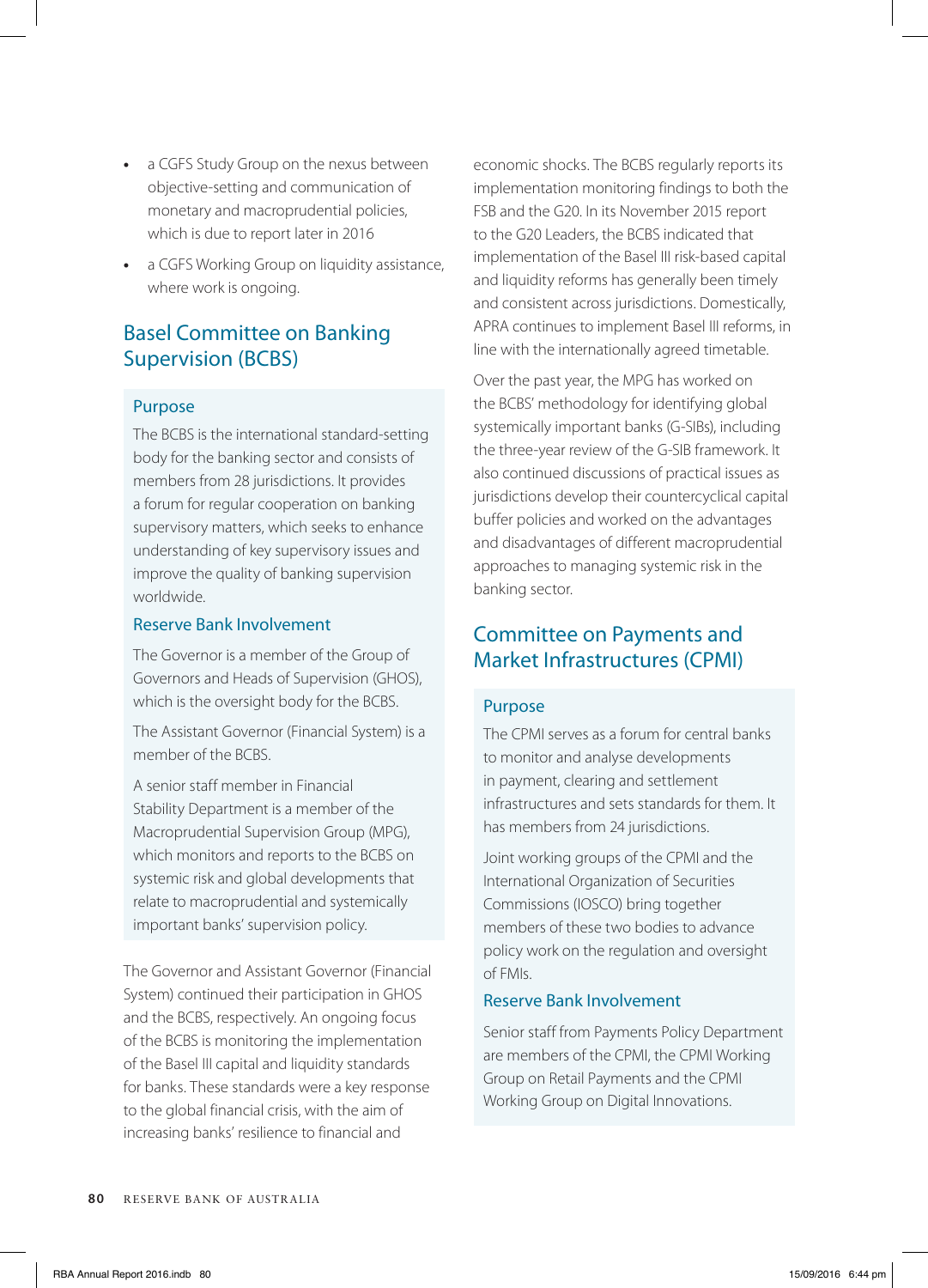- a CGFS Study Group on the nexus between objective-setting and communication of monetary and macroprudential policies, which is due to report later in 2016
- a CGFS Working Group on liquidity assistance, where work is ongoing.

## Basel Committee on Banking Supervision (BCBS)

### Purpose

The BCBS is the international standard-setting body for the banking sector and consists of members from 28 jurisdictions. It provides a forum for regular cooperation on banking supervisory matters, which seeks to enhance understanding of key supervisory issues and improve the quality of banking supervision worldwide.

### Reserve Bank Involvement

The Governor is a member of the Group of Governors and Heads of Supervision (GHOS), which is the oversight body for the BCBS.

The Assistant Governor (Financial System) is a member of the BCBS.

A senior staff member in Financial Stability Department is a member of the Macroprudential Supervision Group (MPG), which monitors and reports to the BCBS on systemic risk and global developments that relate to macroprudential and systemically important banks' supervision policy.

The Governor and Assistant Governor (Financial System) continued their participation in GHOS and the BCBS, respectively. An ongoing focus of the BCBS is monitoring the implementation of the Basel III capital and liquidity standards for banks. These standards were a key response to the global financial crisis, with the aim of increasing banks' resilience to financial and economic shocks. The BCBS regularly reports its implementation monitoring findings to both the FSB and the G20. In its November 2015 report to the G20 Leaders, the BCBS indicated that implementation of the Basel III risk-based capital and liquidity reforms has generally been timely and consistent across jurisdictions. Domestically, APRA continues to implement Basel III reforms, in line with the internationally agreed timetable.

Over the past year, the MPG has worked on the BCBS' methodology for identifying global systemically important banks (G-SIBs), including the three-year review of the G-SIB framework. It also continued discussions of practical issues as jurisdictions develop their countercyclical capital buffer policies and worked on the advantages and disadvantages of different macroprudential approaches to managing systemic risk in the banking sector.

## Committee on Payments and Market Infrastructures (CPMI)

### Purpose

The CPMI serves as a forum for central banks to monitor and analyse developments in payment, clearing and settlement infrastructures and sets standards for them. It has members from 24 jurisdictions.

Joint working groups of the CPMI and the International Organization of Securities Commissions (IOSCO) bring together members of these two bodies to advance policy work on the regulation and oversight of FMIs.

### Reserve Bank Involvement

Senior staff from Payments Policy Department are members of the CPMI, the CPMI Working Group on Retail Payments and the CPMI Working Group on Digital Innovations.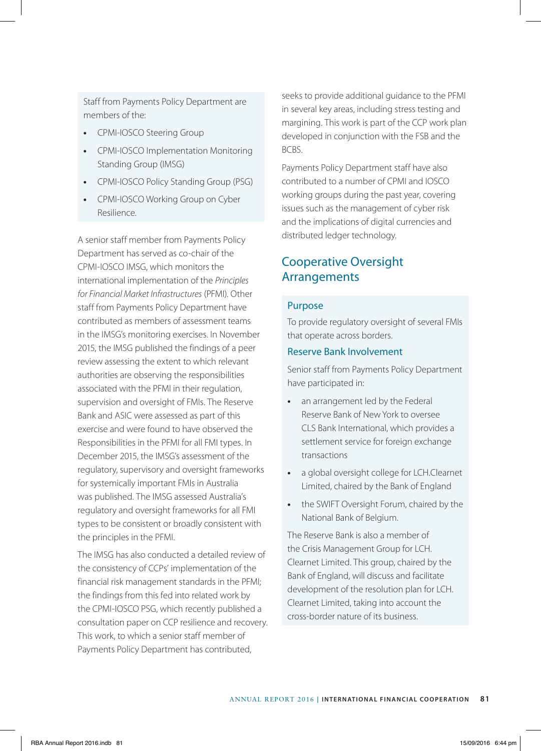Staff from Payments Policy Department are members of the:

- CPMI-IOSCO Steering Group
- CPMI-IOSCO Implementation Monitoring Standing Group (IMSG)
- CPMI-IOSCO Policy Standing Group (PSG)
- CPMI-IOSCO Working Group on Cyber Resilience.

A senior staff member from Payments Policy Department has served as co-chair of the CPMI-IOSCO IMSG, which monitors the international implementation of the *Principles for Financial Market Infrastructures* (PFMI). Other staff from Payments Policy Department have contributed as members of assessment teams in the IMSG's monitoring exercises. In November 2015, the IMSG published the findings of a peer review assessing the extent to which relevant authorities are observing the responsibilities associated with the PFMI in their regulation, supervision and oversight of FMIs. The Reserve Bank and ASIC were assessed as part of this exercise and were found to have observed the Responsibilities in the PFMI for all FMI types. In December 2015, the IMSG's assessment of the regulatory, supervisory and oversight frameworks for systemically important FMIs in Australia was published. The IMSG assessed Australia's regulatory and oversight frameworks for all FMI types to be consistent or broadly consistent with the principles in the PFMI.

The IMSG has also conducted a detailed review of the consistency of CCPs' implementation of the financial risk management standards in the PFMI; the findings from this fed into related work by the CPMI-IOSCO PSG, which recently published a consultation paper on CCP resilience and recovery. This work, to which a senior staff member of Payments Policy Department has contributed, seeks to provide additional guidance to the PFMI in several key areas, including stress testing and margining. This work is part of the CCP work plan developed in conjunction with the FSB and the BCBS.

Payments Policy Department staff have also contributed to a number of CPMI and IOSCO working groups during the past year, covering issues such as the management of cyber risk and the implications of digital currencies and distributed ledger technology.

## Cooperative Oversight Arrangements

### Purpose

To provide regulatory oversight of several FMIs that operate across borders.

### Reserve Bank Involvement

Senior staff from Payments Policy Department have participated in:

- an arrangement led by the Federal Reserve Bank of New York to oversee CLS Bank International, which provides a settlement service for foreign exchange transactions
- a global oversight college for LCH.Clearnet Limited, chaired by the Bank of England
- the SWIFT Oversight Forum, chaired by the National Bank of Belgium.

The Reserve Bank is also a member of the Crisis Management Group for LCH.Clearnet Limited. This group, chaired by the Bank of England, will discuss and facilitate development of the resolution plan for LCH.Clearnet Limited, taking into account the cross-border nature of its business.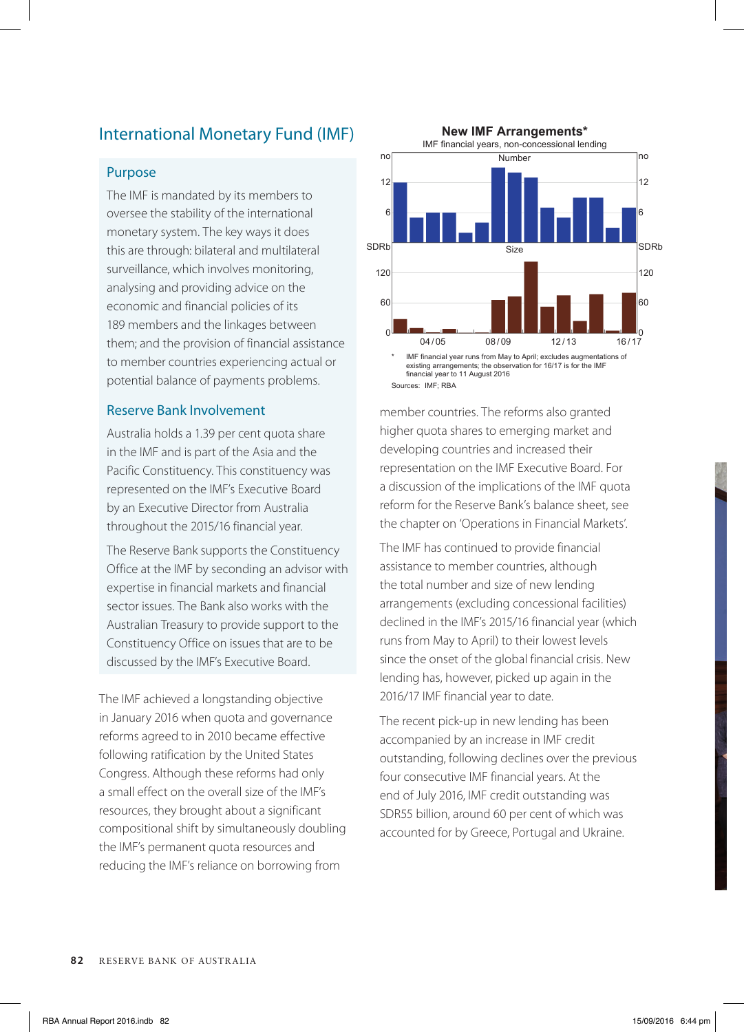## International Monetary Fund (IMF)

### Purpose

The IMF is mandated by its members to oversee the stability of the international monetary system. The key ways it does this are through: bilateral and multilateral surveillance, which involves monitoring, analysing and providing advice on the economic and financial policies of its 189 members and the linkages between them; and the provision of financial assistance to member countries experiencing actual or potential balance of payments problems.

### Reserve Bank Involvement

Australia holds a 1.39 per cent quota share in the IMF and is part of the Asia and the Pacific Constituency. This constituency was represented on the IMF's Executive Board by an Executive Director from Australia throughout the 2015/16 financial year.

The Reserve Bank supports the Constituency Office at the IMF by seconding an advisor with expertise in financial markets and financial sector issues. The Bank also works with the Australian Treasury to provide support to the Constituency Office on issues that are to be discussed by the IMF's Executive Board.

The IMF achieved a longstanding objective in January 2016 when quota and governance reforms agreed to in 2010 became effective following ratification by the United States Congress. Although these reforms had only a small effect on the overall size of the IMF's resources, they brought about a significant compositional shift by simultaneously doubling the IMF's permanent quota resources and reducing the IMF's reliance on borrowing from member countries. The reforms also granted higher quota shares to emerging market and developing countries and increased their representation on the IMF Executive Board. For a discussion of the implications of the IMF quota reform for the Reserve Bank's balance sheet, see the chapter on 'Operations in Financial Markets'.

**New IMF Arrangements***

IMF financial years, non-concessional lending

\* IMF financial year runs from May to April; excludes augmentations of existing arrangements; the observation for 16/17 is for the IMF financial year to 11 August 2016

Sources: IMF; RBA

The IMF has continued to provide financial assistance to member countries, although the total number and size of new lending arrangements (excluding concessional facilities) declined in the IMF's 2015/16 financial year (which runs from May to April) to their lowest levels since the onset of the global financial crisis. New lending has, however, picked up again in the 2016/17 IMF financial year to date.

The recent pick-up in new lending has been accompanied by an increase in IMF credit outstanding, following declines over the previous four consecutive IMF financial years. At the end of July 2016, IMF credit outstanding was SDR55 billion, around 60 per cent of which was accounted for by Greece, Portugal and Ukraine.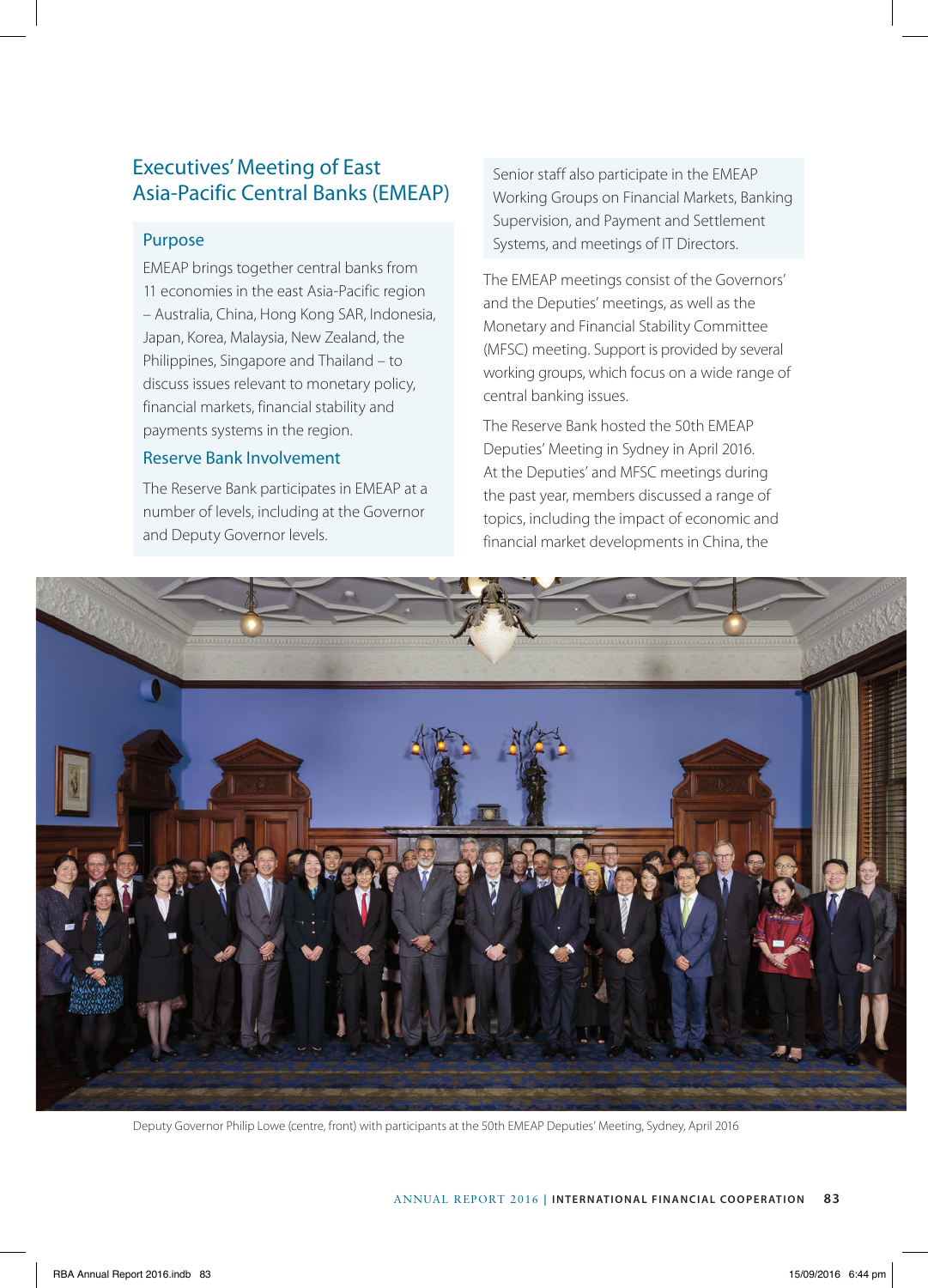## Executives' Meeting of East Asia-Pacific Central Banks (EMEAP)

### Purpose

EMEAP brings together central banks from 11 economies in the east Asia-Pacific region – Australia, China, Hong Kong SAR, Indonesia, Japan, Korea, Malaysia, New Zealand, the Philippines, Singapore and Thailand – to discuss issues relevant to monetary policy, financial markets, financial stability and payments systems in the region.

### Reserve Bank Involvement

The Reserve Bank participates in EMEAP at a number of levels, including at the Governor and Deputy Governor levels.

Senior staff also participate in the EMEAP Working Groups on Financial Markets, Banking Supervision, and Payment and Settlement Systems, and meetings of IT Directors.

The EMEAP meetings consist of the Governors' and the Deputies' meetings, as well as the Monetary and Financial Stability Committee (MFSC) meeting. Support is provided by several working groups, which focus on a wide range of central banking issues.

The Reserve Bank hosted the 50th EMEAP Deputies' Meeting in Sydney in April 2016. At the Deputies' and MFSC meetings during the past year, members discussed a range of topics, including the impact of economic and financial market developments in China, the

Deputy Governor Philip Lowe (centre, front) with participants at the 50th EMEAP Deputies' Meeting, Sydney, April 2016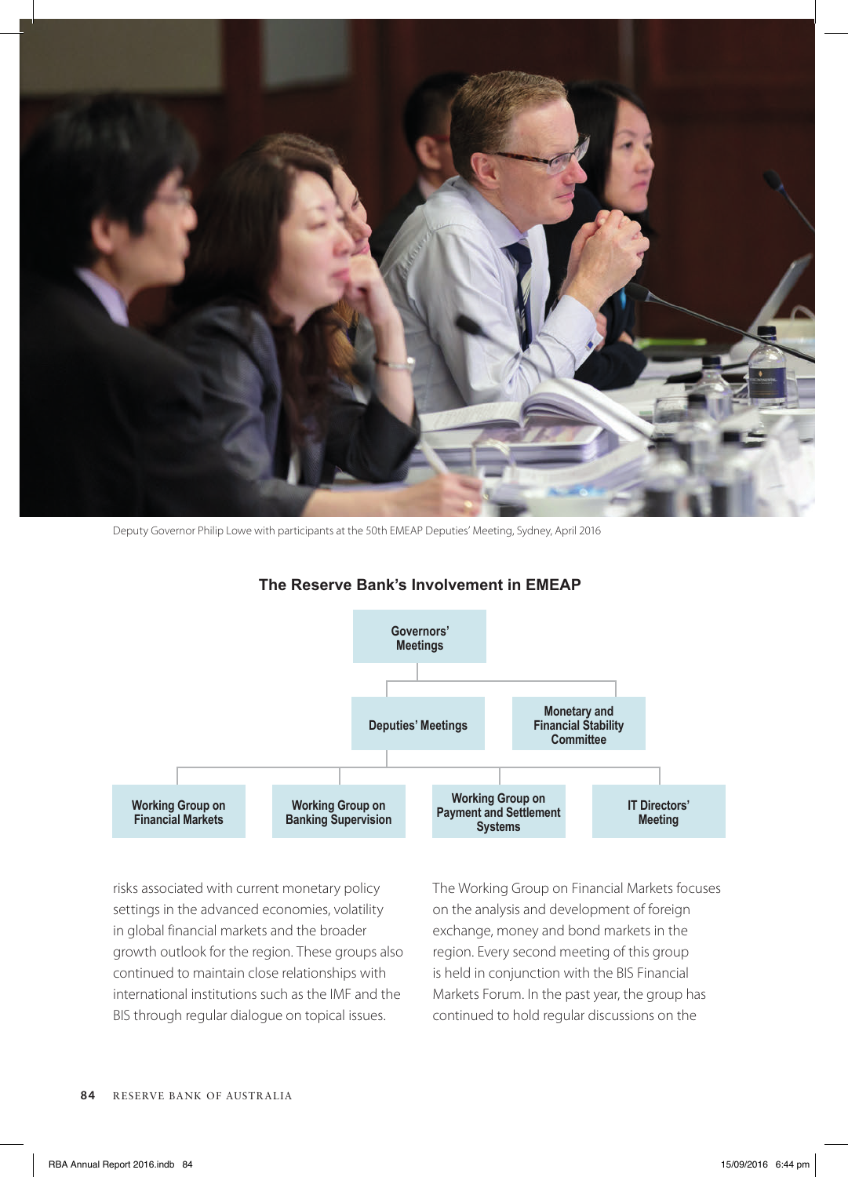Deputy Governor Philip Lowe with participants at the 50th EMEAP Deputies' Meeting, Sydney, April 2016

**The Reserve Bank's Involvement in EMEAP**

- Governors' Meetings
  - Deputies' Meetings
    - Working Group on Financial Markets
    - Working Group on Banking Supervision
    - Working Group on Payment and Settlement Systems
    - IT Directors' Meeting
  - Monetary and Financial Stability Committee

risks associated with current monetary policy settings in the advanced economies, volatility in global financial markets and the broader growth outlook for the region. These groups also continued to maintain close relationships with international institutions such as the IMF and the BIS through regular dialogue on topical issues.

The Working Group on Financial Markets focuses on the analysis and development of foreign exchange, money and bond markets in the region. Every second meeting of this group is held in conjunction with the BIS Financial Markets Forum. In the past year, the group has continued to hold regular discussions on the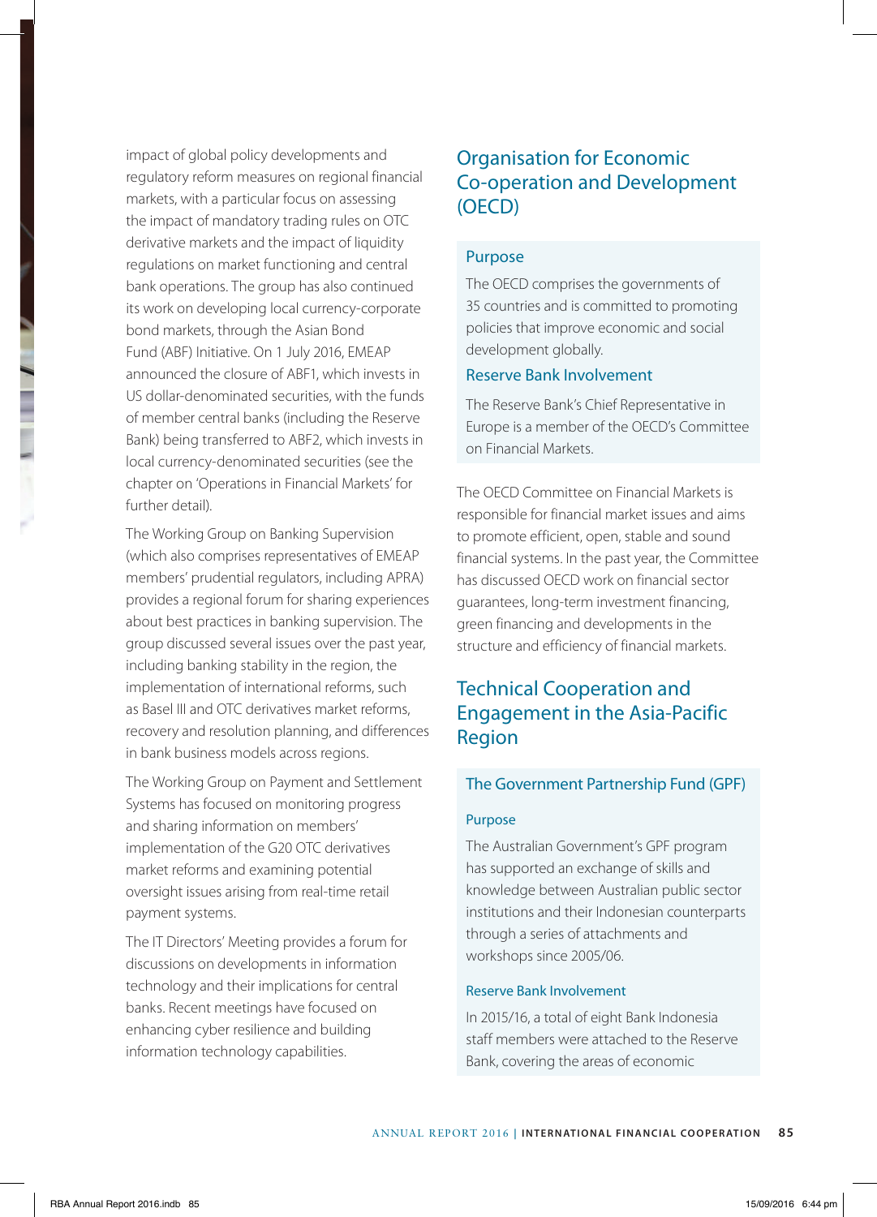impact of global policy developments and regulatory reform measures on regional financial markets, with a particular focus on assessing the impact of mandatory trading rules on OTC derivative markets and the impact of liquidity regulations on market functioning and central bank operations. The group has also continued its work on developing local currency-corporate bond markets, through the Asian Bond Fund (ABF) Initiative. On 1 July 2016, EMEAP announced the closure of ABF1, which invests in US dollar-denominated securities, with the funds of member central banks (including the Reserve Bank) being transferred to ABF2, which invests in local currency-denominated securities (see the chapter on 'Operations in Financial Markets' for further detail).

The Working Group on Banking Supervision (which also comprises representatives of EMEAP members' prudential regulators, including APRA) provides a regional forum for sharing experiences about best practices in banking supervision. The group discussed several issues over the past year, including banking stability in the region, the implementation of international reforms, such as Basel III and OTC derivatives market reforms, recovery and resolution planning, and differences in bank business models across regions.

The Working Group on Payment and Settlement Systems has focused on monitoring progress and sharing information on members' implementation of the G20 OTC derivatives market reforms and examining potential oversight issues arising from real-time retail payment systems.

The IT Directors' Meeting provides a forum for discussions on developments in information technology and their implications for central banks. Recent meetings have focused on enhancing cyber resilience and building information technology capabilities.

## Organisation for Economic Co-operation and Development (OECD)

### Purpose

The OECD comprises the governments of 35 countries and is committed to promoting policies that improve economic and social development globally.

### Reserve Bank Involvement

The Reserve Bank's Chief Representative in Europe is a member of the OECD's Committee on Financial Markets.

The OECD Committee on Financial Markets is responsible for financial market issues and aims to promote efficient, open, stable and sound financial systems. In the past year, the Committee has discussed OECD work on financial sector guarantees, long-term investment financing, green financing and developments in the structure and efficiency of financial markets.

## Technical Cooperation and Engagement in the Asia-Pacific Region

### The Government Partnership Fund (GPF)

#### Purpose

The Australian Government's GPF program has supported an exchange of skills and knowledge between Australian public sector institutions and their Indonesian counterparts through a series of attachments and workshops since 2005/06.

#### Reserve Bank Involvement

In 2015/16, a total of eight Bank Indonesia staff members were attached to the Reserve Bank, covering the areas of economic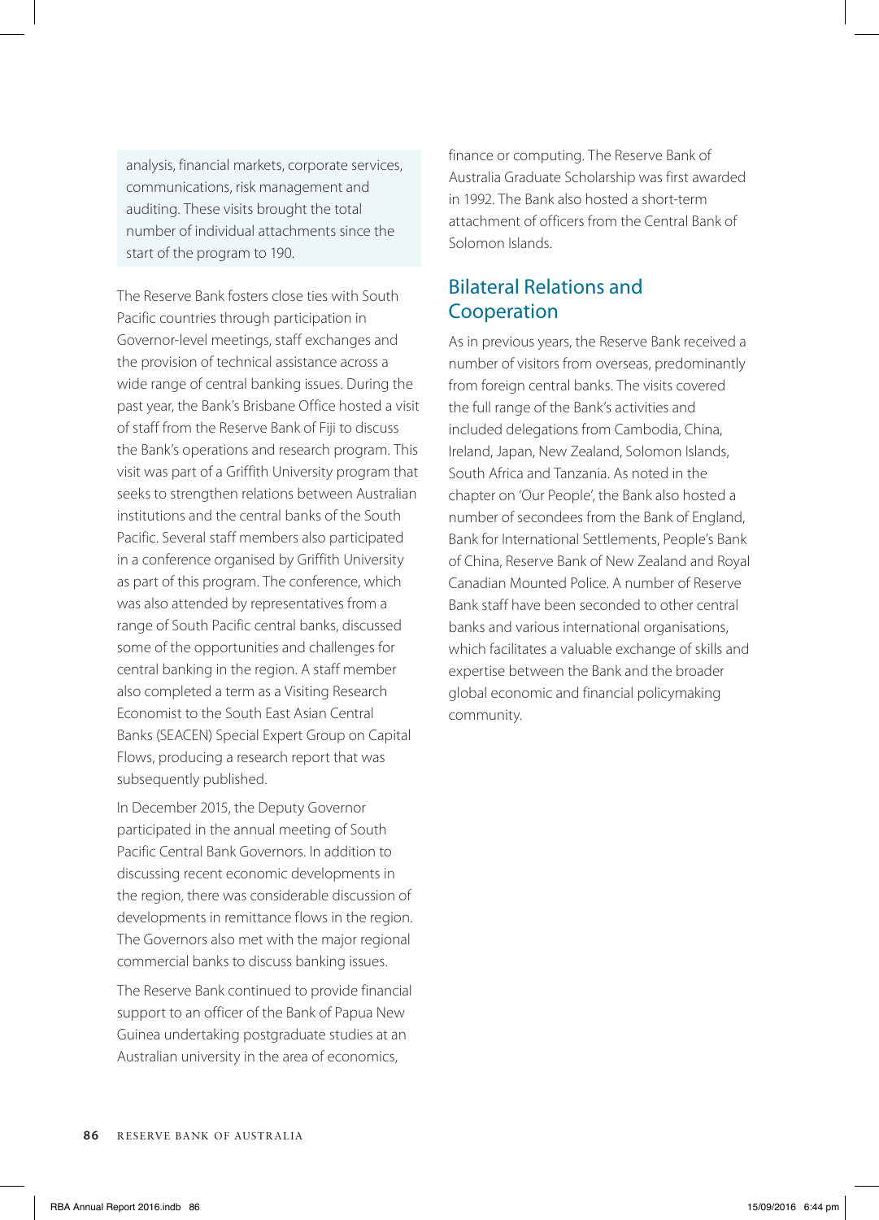analysis, financial markets, corporate services, communications, risk management and auditing. These visits brought the total number of individual attachments since the start of the program to 190.

The Reserve Bank fosters close ties with South Pacific countries through participation in Governor-level meetings, staff exchanges and the provision of technical assistance across a wide range of central banking issues. During the past year, the Bank's Brisbane Office hosted a visit of staff from the Reserve Bank of Fiji to discuss the Bank's operations and research program. This visit was part of a Griffith University program that seeks to strengthen relations between Australian institutions and the central banks of the South Pacific. Several staff members also participated in a conference organised by Griffith University as part of this program. The conference, which was also attended by representatives from a range of South Pacific central banks, discussed some of the opportunities and challenges for central banking in the region. A staff member also completed a term as a Visiting Research Economist to the South East Asian Central Banks (SEACEN) Special Expert Group on Capital Flows, producing a research report that was subsequently published.

In December 2015, the Deputy Governor participated in the annual meeting of South Pacific Central Bank Governors. In addition to discussing recent economic developments in the region, there was considerable discussion of developments in remittance flows in the region. The Governors also met with the major regional commercial banks to discuss banking issues.

The Reserve Bank continued to provide financial support to an officer of the Bank of Papua New Guinea undertaking postgraduate studies at an Australian university in the area of economics, finance or computing. The Reserve Bank of Australia Graduate Scholarship was first awarded in 1992. The Bank also hosted a short-term attachment of officers from the Central Bank of Solomon Islands.

## Bilateral Relations and Cooperation

As in previous years, the Reserve Bank received a number of visitors from overseas, predominantly from foreign central banks. The visits covered the full range of the Bank's activities and included delegations from Cambodia, China, Ireland, Japan, New Zealand, Solomon Islands, South Africa and Tanzania. As noted in the chapter on 'Our People', the Bank also hosted a number of secondees from the Bank of England, Bank for International Settlements, People's Bank of China, Reserve Bank of New Zealand and Royal Canadian Mounted Police. A number of Reserve Bank staff have been seconded to other central banks and various international organisations, which facilitates a valuable exchange of skills and expertise between the Bank and the broader global economic and financial policymaking community.